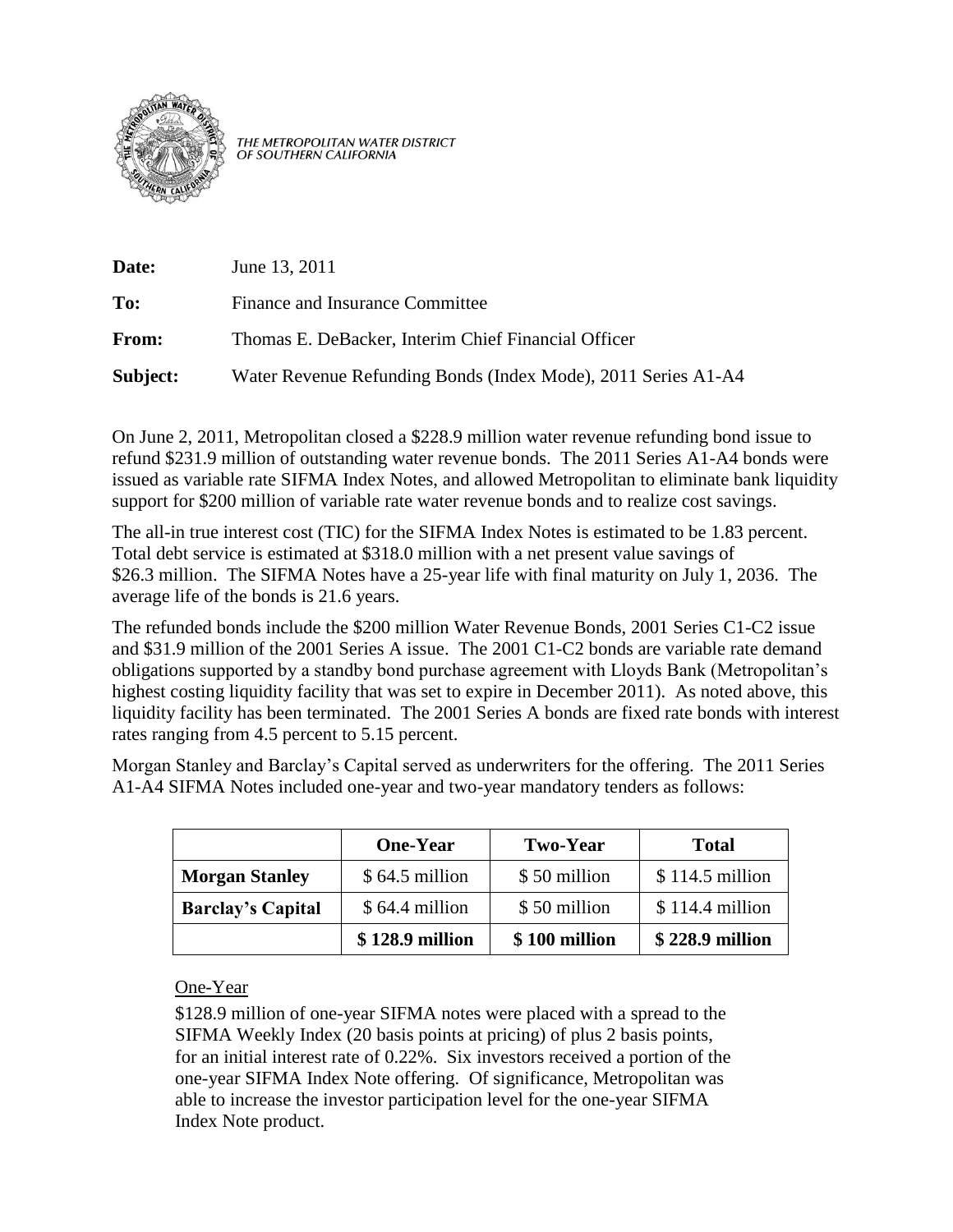THE METROPOLITAN WATER DISTRICT OF SOUTHERN CALIFORNIA

**Date:** June 13, 2011

**To:** Finance and Insurance Committee

**From:** Thomas E. DeBacker, Interim Chief Financial Officer

**Subject:** Water Revenue Refunding Bonds (Index Mode), 2011 Series A1-A4

On June 2, 2011, Metropolitan closed a $228.9 million water revenue refunding bond issue to refund $231.9 million of outstanding water revenue bonds. The 2011 Series A1-A4 bonds were issued as variable rate SIFMA Index Notes, and allowed Metropolitan to eliminate bank liquidity support for $200 million of variable rate water revenue bonds and to realize cost savings.

The all-in true interest cost (TIC) for the SIFMA Index Notes is estimated to be 1.83 percent. Total debt service is estimated at $318.0 million with a net present value savings of $26.3 million. The SIFMA Notes have a 25-year life with final maturity on July 1, 2036. The average life of the bonds is 21.6 years.

The refunded bonds include the $200 million Water Revenue Bonds, 2001 Series C1-C2 issue and $31.9 million of the 2001 Series A issue. The 2001 C1-C2 bonds are variable rate demand obligations supported by a standby bond purchase agreement with Lloyds Bank (Metropolitan's highest costing liquidity facility that was set to expire in December 2011). As noted above, this liquidity facility has been terminated. The 2001 Series A bonds are fixed rate bonds with interest rates ranging from 4.5 percent to 5.15 percent.

Morgan Stanley and Barclay's Capital served as underwriters for the offering. The 2011 Series A1-A4 SIFMA Notes included one-year and two-year mandatory tenders as follows:

| | **One-Year** | **Two-Year** | **Total** |
|---|---|---|---|
| **Morgan Stanley** | $ 64.5 million | $ 50 million | $ 114.5 million |
| **Barclay's Capital** | $ 64.4 million | $ 50 million | $ 114.4 million |
| | **$ 128.9 million** | **$ 100 million** | **$ 228.9 million** |

One-Year

$128.9 million of one-year SIFMA notes were placed with a spread to the SIFMA Weekly Index (20 basis points at pricing) of plus 2 basis points, for an initial interest rate of 0.22%. Six investors received a portion of the one-year SIFMA Index Note offering. Of significance, Metropolitan was able to increase the investor participation level for the one-year SIFMA Index Note product.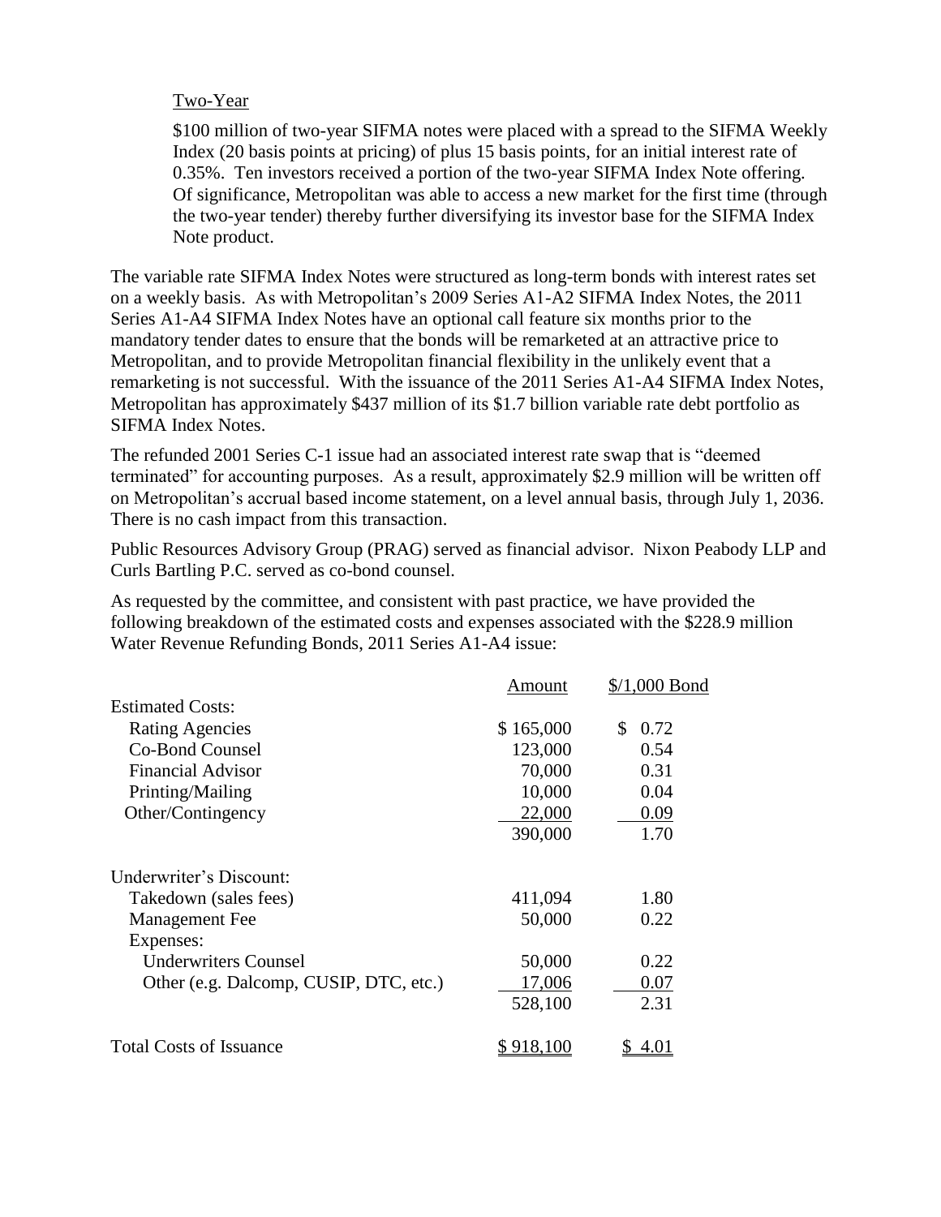Two-Year

$100 million of two-year SIFMA notes were placed with a spread to the SIFMA Weekly Index (20 basis points at pricing) of plus 15 basis points, for an initial interest rate of 0.35%. Ten investors received a portion of the two-year SIFMA Index Note offering. Of significance, Metropolitan was able to access a new market for the first time (through the two-year tender) thereby further diversifying its investor base for the SIFMA Index Note product.

The variable rate SIFMA Index Notes were structured as long-term bonds with interest rates set on a weekly basis. As with Metropolitan's 2009 Series A1-A2 SIFMA Index Notes, the 2011 Series A1-A4 SIFMA Index Notes have an optional call feature six months prior to the mandatory tender dates to ensure that the bonds will be remarketed at an attractive price to Metropolitan, and to provide Metropolitan financial flexibility in the unlikely event that a remarketing is not successful. With the issuance of the 2011 Series A1-A4 SIFMA Index Notes, Metropolitan has approximately $437 million of its $1.7 billion variable rate debt portfolio as SIFMA Index Notes.

The refunded 2001 Series C-1 issue had an associated interest rate swap that is "deemed terminated" for accounting purposes. As a result, approximately $2.9 million will be written off on Metropolitan's accrual based income statement, on a level annual basis, through July 1, 2036. There is no cash impact from this transaction.

Public Resources Advisory Group (PRAG) served as financial advisor. Nixon Peabody LLP and Curls Bartling P.C. served as co-bond counsel.

As requested by the committee, and consistent with past practice, we have provided the following breakdown of the estimated costs and expenses associated with the $228.9 million Water Revenue Refunding Bonds, 2011 Series A1-A4 issue:

| | Amount | $/1,000 Bond |
|---|---|---|
| Estimated Costs: | | |
| Rating Agencies | $ 165,000 | $ 0.72 |
| Co-Bond Counsel | 123,000 | 0.54 |
| Financial Advisor | 70,000 | 0.31 |
| Printing/Mailing | 10,000 | 0.04 |
| Other/Contingency | 22,000 | 0.09 |
| | 390,000 | 1.70 |
| Underwriter's Discount: | | |
| Takedown (sales fees) | 411,094 | 1.80 |
| Management Fee | 50,000 | 0.22 |
| Expenses: | | |
| Underwriters Counsel | 50,000 | 0.22 |
| Other (e.g. Dalcomp, CUSIP, DTC, etc.) | 17,006 | 0.07 |
| | 528,100 | 2.31 |
| Total Costs of Issuance | $ 918,100 | $ 4.01 |